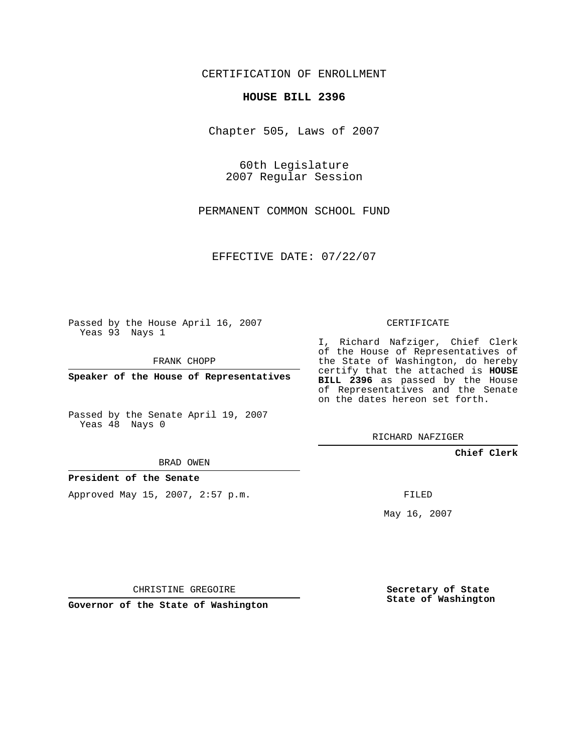CERTIFICATION OF ENROLLMENT

**HOUSE BILL 2396**

Chapter 505, Laws of 2007

60th Legislature
2007 Regular Session

PERMANENT COMMON SCHOOL FUND

EFFECTIVE DATE: 07/22/07

Passed by the House April 16, 2007
Yeas 93 Nays 1

FRANK CHOPP

**Speaker of the House of Representatives**

Passed by the Senate April 19, 2007
Yeas 48 Nays 0

BRAD OWEN

**President of the Senate**

Approved May 15, 2007, 2:57 p.m.

CHRISTINE GREGOIRE

**Governor of the State of Washington**

CERTIFICATE

I, Richard Nafziger, Chief Clerk of the House of Representatives of the State of Washington, do hereby certify that the attached is **HOUSE BILL 2396** as passed by the House of Representatives and the Senate on the dates hereon set forth.

RICHARD NAFZIGER

**Chief Clerk**

FILED

May 16, 2007

**Secretary of State**
**State of Washington**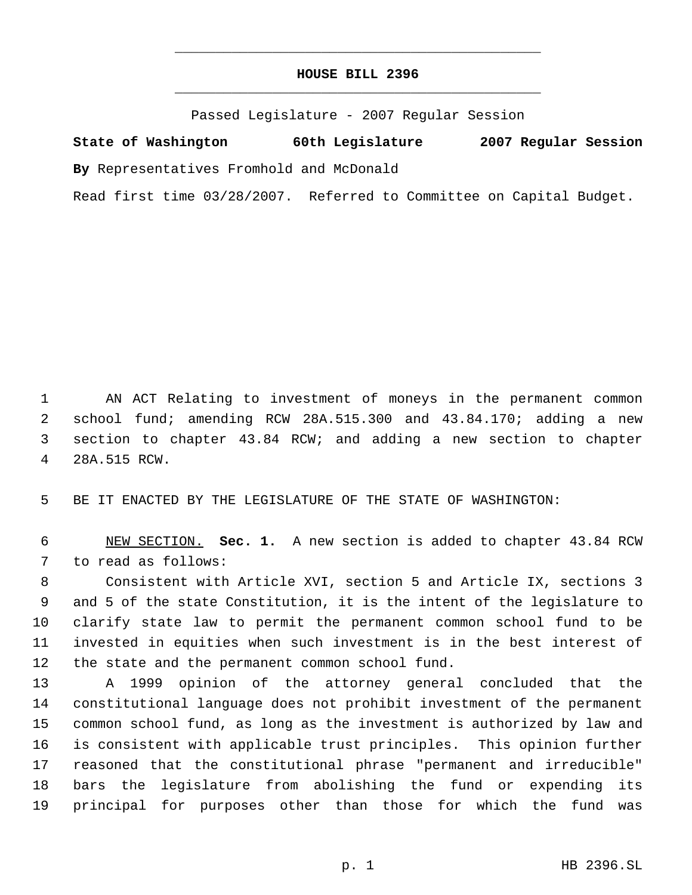# HOUSE BILL 2396

Passed Legislature - 2007 Regular Session

**State of Washington 60th Legislature 2007 Regular Session**

**By** Representatives Fromhold and McDonald

Read first time 03/28/2007. Referred to Committee on Capital Budget.

AN ACT Relating to investment of moneys in the permanent common school fund; amending RCW 28A.515.300 and 43.84.170; adding a new section to chapter 43.84 RCW; and adding a new section to chapter 28A.515 RCW.

BE IT ENACTED BY THE LEGISLATURE OF THE STATE OF WASHINGTON:

NEW SECTION. **Sec. 1.** A new section is added to chapter 43.84 RCW to read as follows:

Consistent with Article XVI, section 5 and Article IX, sections 3 and 5 of the state Constitution, it is the intent of the legislature to clarify state law to permit the permanent common school fund to be invested in equities when such investment is in the best interest of the state and the permanent common school fund.

A 1999 opinion of the attorney general concluded that the constitutional language does not prohibit investment of the permanent common school fund, as long as the investment is authorized by law and is consistent with applicable trust principles. This opinion further reasoned that the constitutional phrase "permanent and irreducible" bars the legislature from abolishing the fund or expending its principal for purposes other than those for which the fund was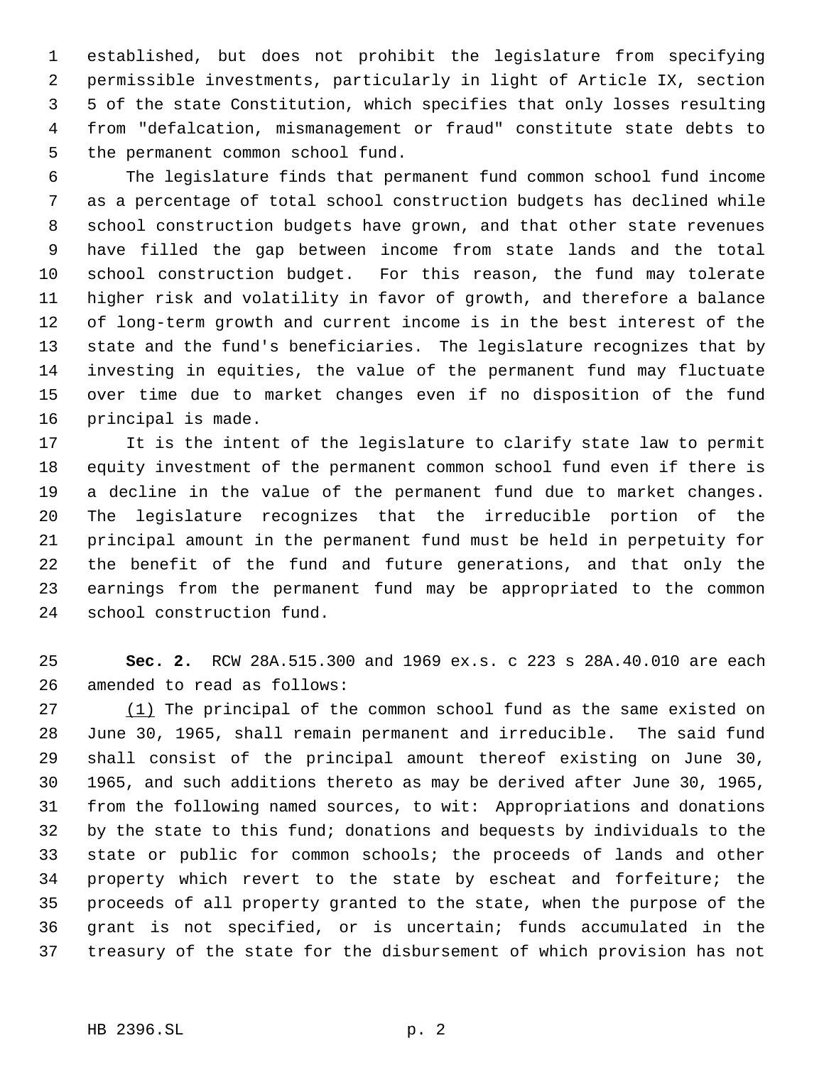established, but does not prohibit the legislature from specifying permissible investments, particularly in light of Article IX, section 5 of the state Constitution, which specifies that only losses resulting from "defalcation, mismanagement or fraud" constitute state debts to the permanent common school fund.

The legislature finds that permanent fund common school fund income as a percentage of total school construction budgets has declined while school construction budgets have grown, and that other state revenues have filled the gap between income from state lands and the total school construction budget. For this reason, the fund may tolerate higher risk and volatility in favor of growth, and therefore a balance of long-term growth and current income is in the best interest of the state and the fund's beneficiaries. The legislature recognizes that by investing in equities, the value of the permanent fund may fluctuate over time due to market changes even if no disposition of the fund principal is made.

It is the intent of the legislature to clarify state law to permit equity investment of the permanent common school fund even if there is a decline in the value of the permanent fund due to market changes. The legislature recognizes that the irreducible portion of the principal amount in the permanent fund must be held in perpetuity for the benefit of the fund and future generations, and that only the earnings from the permanent fund may be appropriated to the common school construction fund.

**Sec. 2.** RCW 28A.515.300 and 1969 ex.s. c 223 s 28A.40.010 are each amended to read as follows:

(1) The principal of the common school fund as the same existed on June 30, 1965, shall remain permanent and irreducible. The said fund shall consist of the principal amount thereof existing on June 30, 1965, and such additions thereto as may be derived after June 30, 1965, from the following named sources, to wit: Appropriations and donations by the state to this fund; donations and bequests by individuals to the state or public for common schools; the proceeds of lands and other property which revert to the state by escheat and forfeiture; the proceeds of all property granted to the state, when the purpose of the grant is not specified, or is uncertain; funds accumulated in the treasury of the state for the disbursement of which provision has not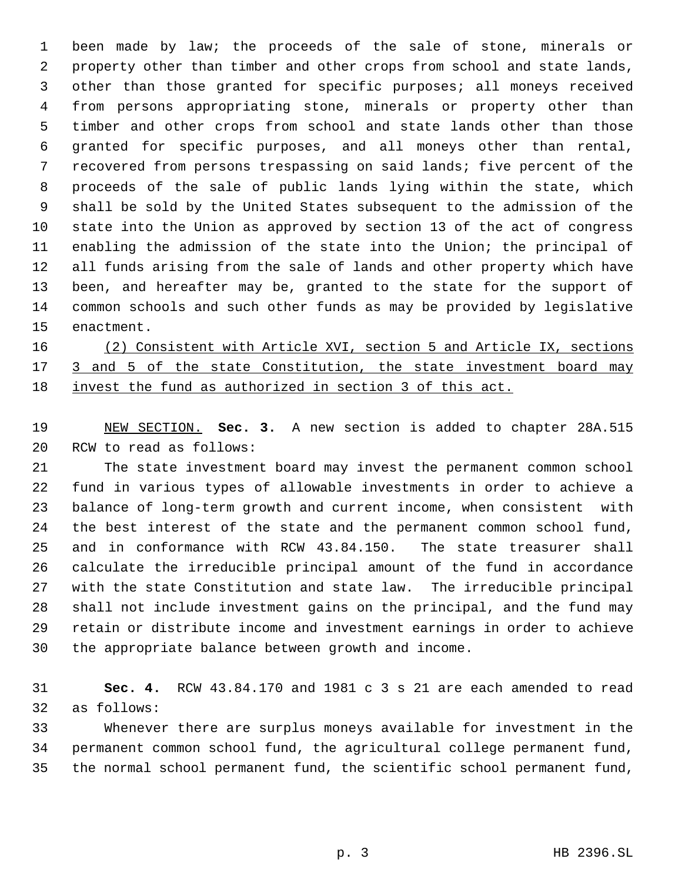been made by law; the proceeds of the sale of stone, minerals or property other than timber and other crops from school and state lands, other than those granted for specific purposes; all moneys received from persons appropriating stone, minerals or property other than timber and other crops from school and state lands other than those granted for specific purposes, and all moneys other than rental, recovered from persons trespassing on said lands; five percent of the proceeds of the sale of public lands lying within the state, which shall be sold by the United States subsequent to the admission of the state into the Union as approved by section 13 of the act of congress enabling the admission of the state into the Union; the principal of all funds arising from the sale of lands and other property which have been, and hereafter may be, granted to the state for the support of common schools and such other funds as may be provided by legislative enactment.

(2) Consistent with Article XVI, section 5 and Article IX, sections 3 and 5 of the state Constitution, the state investment board may invest the fund as authorized in section 3 of this act.

NEW SECTION. **Sec. 3.** A new section is added to chapter 28A.515 RCW to read as follows:

The state investment board may invest the permanent common school fund in various types of allowable investments in order to achieve a balance of long-term growth and current income, when consistent with the best interest of the state and the permanent common school fund, and in conformance with RCW 43.84.150. The state treasurer shall calculate the irreducible principal amount of the fund in accordance with the state Constitution and state law. The irreducible principal shall not include investment gains on the principal, and the fund may retain or distribute income and investment earnings in order to achieve the appropriate balance between growth and income.

**Sec. 4.** RCW 43.84.170 and 1981 c 3 s 21 are each amended to read as follows:

Whenever there are surplus moneys available for investment in the permanent common school fund, the agricultural college permanent fund, the normal school permanent fund, the scientific school permanent fund,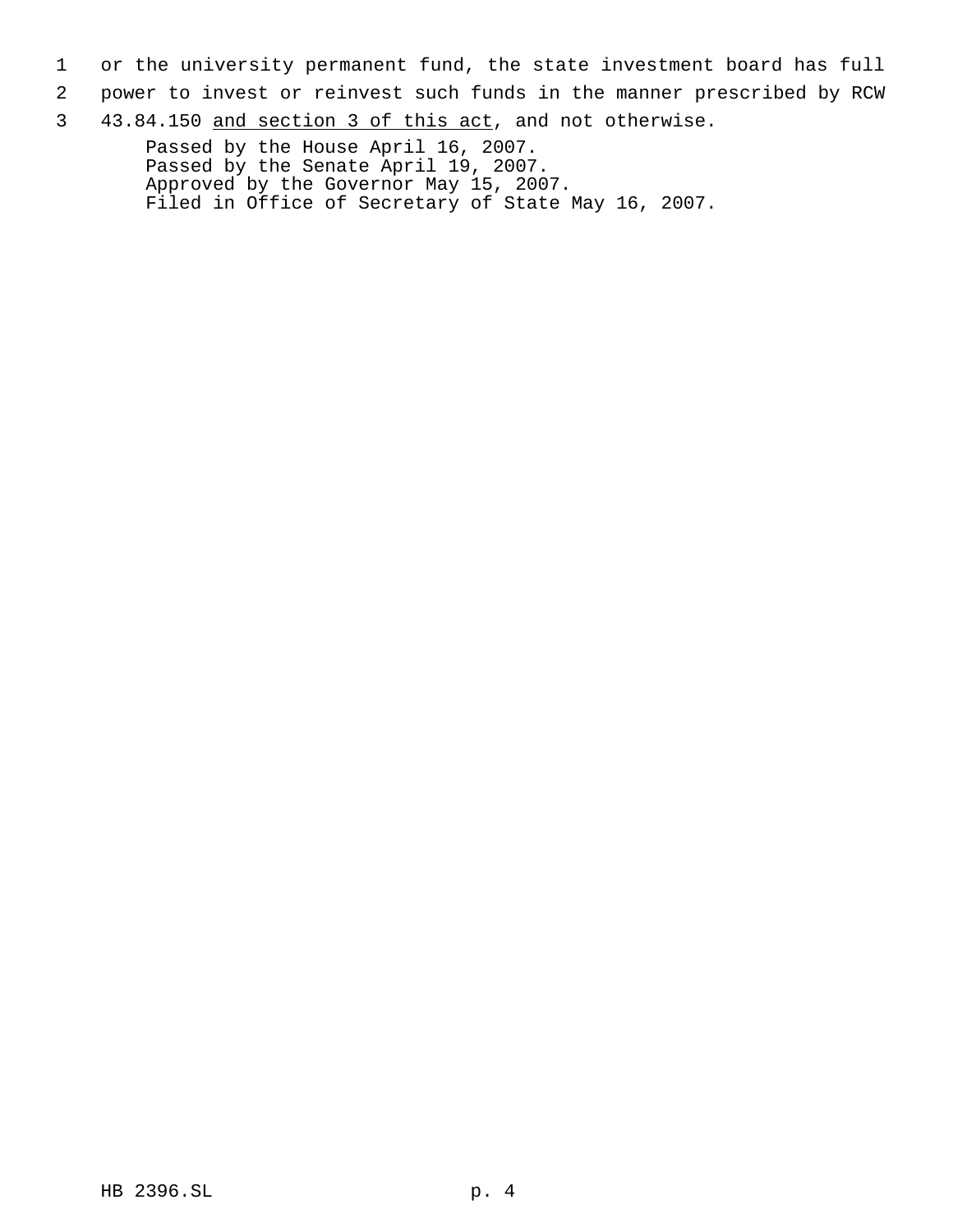or the university permanent fund, the state investment board has full power to invest or reinvest such funds in the manner prescribed by RCW 43.84.150 <u>and section 3 of this act</u>, and not otherwise.

Passed by the House April 16, 2007.
Passed by the Senate April 19, 2007.
Approved by the Governor May 15, 2007.
Filed in Office of Secretary of State May 16, 2007.